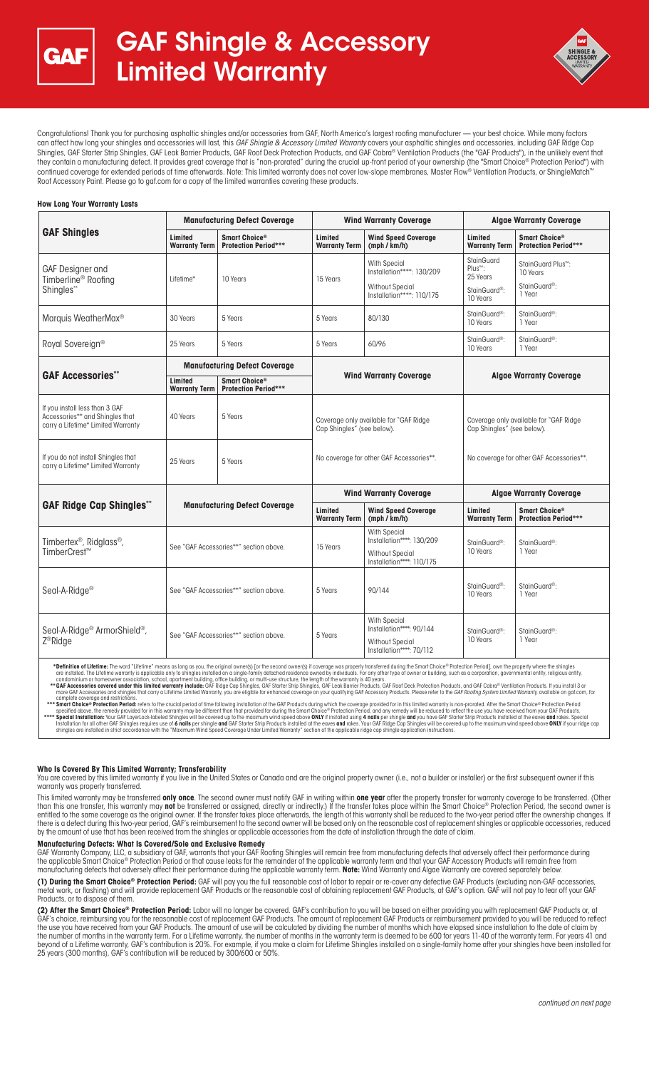# GAF Shingle & Accessory Limited Warranty

Congratulations! Thank you for purchasing asphaltic shingles and/or accessories from GAF, North America's largest roofing manufacturer — your best choice. While many factors can affect how long your shingles and accessories will last, this *GAF Shingle & Accessory Limited Warranty* covers your asphaltic shingles and accessories, including GAF Ridge Cap Shingles, GAF Starter Strip Shingles, GAF Leak Barrier Products, GAF Roof Deck Protection Products, and GAF Cobra® Ventilation Products (the "GAF Products"), in the unlikely event that they contain a manufacturing defect. It provides great coverage that is "non-prorated" during the crucial up-front period of your ownership (the "Smart Choice® Protection Period") with continued coverage for extended periods of time afterwards. Note: This limited warranty does not cover low-slope membranes, Master Flow® Ventilation Products, or ShingleMatch™ Roof Accessory Paint. Please go to gaf.com for a copy of the limited warranties covering these products.

#### How Long Your Warranty Lasts

| GAF Shingles | Manufacturing Defect Coverage | | Wind Warranty Coverage | | Algae Warranty Coverage | |
|---|---|---|---|---|---|---|
| | Limited Warranty Term | Smart Choice® Protection Period*** | Limited Warranty Term | Wind Speed Coverage (mph / km/h) | Limited Warranty Term | Smart Choice® Protection Period*** |
| GAF Designer and Timberline® Roofing Shingles** | Lifetime* | 10 Years | 15 Years | With Special Installation****: 130/209<br>Without Special Installation****: 110/175 | StainGuard Plus™: 25 Years<br>StainGuard®: 10 Years | StainGuard Plus™: 10 Years<br>StainGuard®: 1 Year |
| Marquis WeatherMax® | 30 Years | 5 Years | 5 Years | 80/130 | StainGuard®: 10 Years | StainGuard®: 1 Year |
| Royal Sovereign® | 25 Years | 5 Years | 5 Years | 60/96 | StainGuard®: 10 Years | StainGuard®: 1 Year |

| GAF Accessories** | Manufacturing Defect Coverage | | Wind Warranty Coverage | Algae Warranty Coverage |
|---|---|---|---|---|
| | Limited Warranty Term | Smart Choice® Protection Period*** | | |
| If you install less than 3 GAF Accessories** and Shingles that carry a Lifetime* Limited Warranty | 40 Years | 5 Years | Coverage only available for "GAF Ridge Cap Shingles" (see below). | Coverage only available for "GAF Ridge Cap Shingles" (see below). |
| If you do not install Shingles that carry a Lifetime* Limited Warranty | 25 Years | 5 Years | No coverage for other GAF Accessories**. | No coverage for other GAF Accessories**. |

| GAF Ridge Cap Shingles** | Manufacturing Defect Coverage | Wind Warranty Coverage | | Algae Warranty Coverage | |
|---|---|---|---|---|---|
| | | Limited Warranty Term | Wind Speed Coverage (mph / km/h) | Limited Warranty Term | Smart Choice® Protection Period*** |
| Timbertex®, Ridglass®, TimberCrest™ | See "GAF Accessories**" section above. | 15 Years | With Special Installation****: 130/209<br>Without Special Installation****: 110/175 | StainGuard®: 10 Years | StainGuard®: 1 Year |
| Seal-A-Ridge® | See "GAF Accessories**" section above. | 5 Years | 90/144 | StainGuard®: 10 Years | StainGuard®: 1 Year |
| Seal-A-Ridge® ArmorShield®, Z®Ridge | See "GAF Accessories**" section above. | 5 Years | With Special Installation****: 90/144<br>Without Special Installation****: 70/112 | StainGuard®: 10 Years | StainGuard®: 1 Year |

**\*Definition of Lifetime:** The word "Lifetime" means as long as you, the original owner(s) [or the second owner(s) if coverage was properly transferred during the Smart Choice® Protection Period], own the property where the shingles are installed. The Lifetime warranty is applicable only to shingles installed on a single-family detached residence owned by individuals. For any other type of owner or building, such as a corporation, governmental entity, religious entity, condominium or homeowner association, school, apartment building, office building, or multi-use structure, the length of the warranty is 40 years.

**\*\*GAF Accessories covered under this limited warranty include:** GAF Ridge Cap Shingles, GAF Starter Strip Shingles, GAF Leak Barrier Products, GAF Roof Deck Protection Products, and GAF Cobra® Ventilation Products. If you install 3 or more GAF Accessories and shingles that carry a Lifetime Limited Warranty, you are eligible for enhanced coverage on your qualifying GAF Accessory Products. Please refer to the *GAF Roofing System Limited Warranty*, available on gaf.com, for complete coverage and restrictions.

**\*\*\* Smart Choice® Protection Period:** refers to the crucial period of time following installation of the GAF Products during which the coverage provided for in this limited warranty is non-prorated. After the Smart Choice® Protection Period specified above, the remedy provided for in this warranty may be different than that provided for during the Smart Choice® Protection Period, and any remedy will be reduced to reflect the use you have received from your GAF Products.

**\*\*\*\* Special Installation:** Your GAF LayerLock-labeled Shingles will be covered up to the maximum wind speed above **ONLY** if installed using **4 nails** per shingle **and** you have GAF Starter Strip Products installed at the eaves **and** rakes. Special Installation for all other GAF Shingles requires use of **6 nails** per shingle **and** GAF Starter Strip Products installed at the eaves **and** rakes. Your GAF Ridge Cap Shingles will be covered up to the maximum wind speed above **ONLY** if your ridge cap shingles are installed in strict accordance with the "Maximum Wind Speed Coverage Under Limited Warranty" section of the applicable ridge cap shingle application instructions.

#### Who Is Covered By This Limited Warranty; Transferability

You are covered by this limited warranty if you live in the United States or Canada and are the original property owner (i.e., not a builder or installer) or the first subsequent owner if this warranty was properly transferred.

This limited warranty may be transferred **only once**. The second owner must notify GAF in writing within **one year** after the property transfer for warranty coverage to be transferred. (Other than this one transfer, this warranty may **not** be transferred or assigned, directly or indirectly.) If the transfer takes place within the Smart Choice® Protection Period, the second owner is entitled to the same coverage as the original owner. If the transfer takes place afterwards, the length of this warranty shall be reduced to the two-year period after the ownership changes. If there is a defect during this two-year period, GAF's reimbursement to the second owner will be based only on the reasonable cost of replacement shingles or applicable accessories, reduced by the amount of use that has been received from the shingles or applicable accessories from the date of installation through the date of claim.

#### Manufacturing Defects: What Is Covered/Sole and Exclusive Remedy

GAF Warranty Company, LLC, a subsidiary of GAF, warrants that your GAF Roofing Shingles will remain free from manufacturing defects that adversely affect their performance during the applicable Smart Choice® Protection Period or that cause leaks for the remainder of the applicable warranty term and that your GAF Accessory Products will remain free from manufacturing defects that adversely affect their performance during the applicable warranty term. **Note:** Wind Warranty and Algae Warranty are covered separately below.

**(1) During the Smart Choice® Protection Period:** GAF will pay you the full reasonable cost of labor to repair or re-cover any defective GAF Products (excluding non-GAF accessories, metal work, or flashing) and will provide replacement GAF Products or the reasonable cost of obtaining replacement GAF Products, at GAF's option. GAF will not pay to tear off your GAF Products, or to dispose of them.

**(2) After the Smart Choice® Protection Period:** Labor will no longer be covered. GAF's contribution to you will be based on either providing you with replacement GAF Products or, at GAF's choice, reimbursing you for the reasonable cost of replacement GAF Products. The amount of replacement GAF Products or reimbursement provided to you will be reduced to reflect the use you have received from your GAF Products. The amount of use will be calculated by dividing the number of months which have elapsed since installation to the date of claim by the number of months in the warranty term. For a Lifetime warranty, the number of months in the warranty term is deemed to be 600 for years 11-40 of the warranty term. For years 41 and beyond of a Lifetime warranty, GAF's contribution is 20%. For example, if you make a claim for Lifetime Shingles installed on a single-family home after your shingles have been installed for 25 years (300 months), GAF's contribution will be reduced by 300/600 or 50%.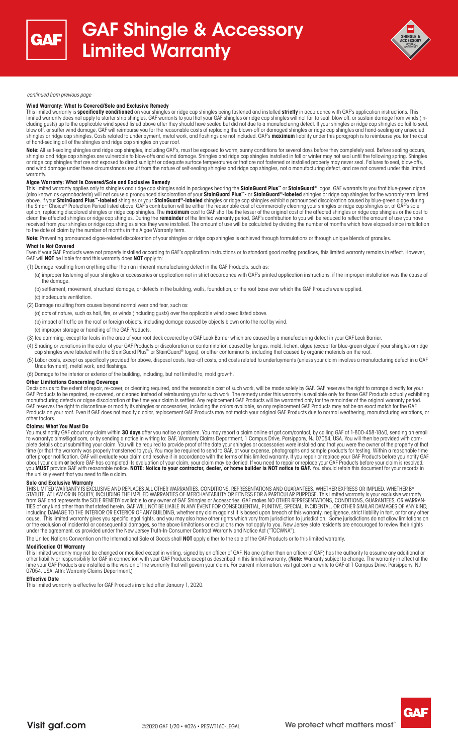*continued from previous page*

**Wind Warranty: What Is Covered/Sole and Exclusive Remedy**

This limited warranty is **specifically conditioned** on your shingles or ridge cap shingles being fastened and installed **strictly** in accordance with GAF's application instructions. This limited warranty does not apply to starter strip shingles. GAF warrants to you that your GAF shingles or ridge cap shingles will not fail to seal, blow off, or sustain damage from winds (including gusts) up to the applicable wind speed listed above after they should have sealed but did not due to a manufacturing defect. If your shingles or ridge cap shingles do fail to seal, blow off, or suffer wind damage, GAF will reimburse you for the reasonable costs of replacing the blown-off or damaged shingles or ridge cap shingles and hand-sealing any unsealed shingles or ridge cap shingles. Costs related to underlayment, metal work, and flashings are not included. GAF's **maximum** liability under this paragraph is to reimburse you for the cost of hand-sealing all of the shingles and ridge cap shingles on your roof.

**Note:** All self-sealing shingles and ridge cap shingles, including GAF's, must be exposed to warm, sunny conditions for several days before they completely seal. Before sealing occurs, shingles and ridge cap shingles are vulnerable to blow-offs and wind damage. Shingles and ridge cap shingles installed in fall or winter may not seal until the following spring. Shingles or ridge cap shingles that are not exposed to direct sunlight or adequate surface temperatures or that are not fastened or installed properly may never seal. Failures to seal, blow-offs, and wind damage under these circumstances result from the nature of self-sealing shingles and ridge cap shingles, not a manufacturing defect, and are not covered under this limited warranty.

**Algae Warranty: What Is Covered/Sole and Exclusive Remedy**

This limited warranty applies only to shingles and ridge cap shingles sold in packages bearing the **StainGuard Plus™** or **StainGuard®** logos. GAF warrants to you that blue-green algae (also known as cyanobacteria) will not cause a pronounced discoloration of your **StainGuard Plus™-** or **StainGuard®-labeled** shingles or ridge cap shingles for the warranty term listed above. If your **StainGuard Plus™-labeled** shingles or your **StainGuard®-labeled** shingles or ridge cap shingles exhibit a pronounced discoloration caused by blue-green algae during the Smart Choice® Protection Period listed above, GAF's contribution will be either the reasonable cost of commercially cleaning your shingles or ridge cap shingles or, at GAF's sole option, replacing discolored shingles or ridge cap shingles. The **maximum** cost to GAF shall be the lesser of the original cost of the affected shingles or ridge cap shingles or the cost to clean the affected shingles or ridge cap shingles. During the **remainder** of the limited warranty period, GAF's contribution to you will be reduced to reflect the amount of use you have received from your shingles or ridge cap shingles since they were installed. The amount of use will be calculated by dividing the number of months which have elapsed since installation to the date of claim by the number of months in the Algae Warranty term.

**Note:** Preventing pronounced algae-related discoloration of your shingles or ridge cap shingles is achieved through formulations or through unique blends of granules.

**What Is Not Covered**

Even if your GAF Products were not properly installed according to GAF's application instructions or to standard good roofing practices, this limited warranty remains in effect. However, GAF will **NOT** be liable for and this warranty does **NOT** apply to:

(1) Damage resulting from anything other than an inherent manufacturing defect in the GAF Products, such as:
  - (a) improper fastening of your shingles or accessories or application not in strict accordance with GAF's printed application instructions, if the improper installation was the cause of the damage.
  - (b) settlement, movement, structural damage, or defects in the building, walls, foundation, or the roof base over which the GAF Products were applied.
  - (c) inadequate ventilation.

(2) Damage resulting from causes beyond normal wear and tear, such as:
  - (a) acts of nature, such as hail, fire, or winds (including gusts) over the applicable wind speed listed above.
  - (b) impact of traffic on the roof or foreign objects, including damage caused by objects blown onto the roof by wind.
  - (c) improper storage or handling of the GAF Products.

(3) Ice damming, except for leaks in the area of your roof deck covered by a GAF Leak Barrier which are caused by a manufacturing defect in your GAF Leak Barrier.

(4) Shading or variations in the color of your GAF Products or discoloration or contamination caused by fungus, mold, lichen, algae (except for blue-green algae if your shingles or ridge cap shingles were labeled with the StainGuard Plus™ or StainGuard® logos), or other contaminants, including that caused by organic materials on the roof.

(5) Labor costs, except as specifically provided for above, disposal costs, tear-off costs, and costs related to underlayments (unless your claim involves a manufacturing defect in a GAF Underlayment), metal work, and flashings.

(6) Damage to the interior or exterior of the building, including, but not limited to, mold growth.

**Other Limitations Concerning Coverage**

Decisions as to the extent of repair, re-cover, or cleaning required, and the reasonable cost of such work, will be made solely by GAF. GAF reserves the right to arrange directly for your GAF Products to be repaired, re-covered, or cleaned instead of reimbursing you for such work. The remedy under this warranty is available only for those GAF Products actually exhibiting manufacturing defects or algae discoloration at the time your claim is settled. Any replacement GAF Products will be warranted only for the remainder of the original warranty period. GAF reserves the right to discontinue or modify its shingles or accessories, including the colors available, so any replacement GAF Products may not be an exact match for the GAF Products on your roof. Even if GAF does not modify a color, replacement GAF Products may not match your original GAF Products due to normal weathering, manufacturing variations, or other factors.

**Claims: What You Must Do**

You must notify GAF about any claim within **30 days** after you notice a problem. You may report a claim online at gaf.com/contact, by calling GAF at 1-800-458-1860, sending an email to warrantyclaims@gaf.com, or by sending a notice in writing to: GAF, Warranty Claims Department, 1 Campus Drive, Parsippany, NJ 07054, USA. You will then be provided with complete details about submitting your claim. You will be required to provide proof of the date your shingles or accessories were installed and that you were the owner of the property at that time (or that the warranty was properly transferred to you). You may be required to send to GAF, at your expense, photographs and sample products for testing. Within a reasonable time after proper notification, GAF will evaluate your claim and resolve it in accordance with the terms of this limited warranty. If you repair or replace your GAF Products before you notify GAF about your claim **or** before GAF has completed its evaluation of your claim, your claim may be denied. If you need to repair or replace your GAF Products before your claim is resolved, you **MUST** provide GAF with reasonable notice. **NOTE: Notice to your contractor, dealer, or home builder is NOT notice to GAF.** You should retain this document for your records in the unlikely event that you need to file a claim.

**Sole and Exclusive Warranty**

THIS LIMITED WARRANTY IS EXCLUSIVE AND REPLACES ALL OTHER WARRANTIES, CONDITIONS, REPRESENTATIONS AND GUARANTEES, WHETHER EXPRESS OR IMPLIED, WHETHER BY STATUTE, AT LAW OR IN EQUITY, INCLUDING THE IMPLIED WARRANTIES OF MERCHANTABILITY OR FITNESS FOR A PARTICULAR PURPOSE. This limited warranty is your exclusive warranty from GAF and represents the SOLE REMEDY available to any owner of GAF Shingles or Accessories. GAF makes NO OTHER REPRESENTATIONS, CONDITIONS, GUARANTEES, OR WARRANTIES of any kind other than that stated herein. GAF WILL NOT BE LIABLE IN ANY EVENT FOR CONSEQUENTIAL, PUNITIVE, SPECIAL, INCIDENTAL, OR OTHER SIMILAR DAMAGES OF ANY KIND, including DAMAGE TO THE INTERIOR OR EXTERIOR OF ANY BUILDING, whether any claim against it is based upon breach of this warranty, negligence, strict liability in tort, or for any other cause. This limited warranty gives you specific legal rights, and you may also have other rights which vary from jurisdiction to jurisdiction. Some jurisdictions do not allow limitations on or the exclusion of incidental or consequential damages, so the above limitations or exclusions may not apply to you. New Jersey state residents are encouraged to review their rights under the agreement, as provided under the New Jersey Truth-In-Consumer Contract Warranty and Notice Act ("TCCWNA").

The United Nations Convention on the International Sale of Goods shall **NOT** apply either to the sale of the GAF Products or to this limited warranty.

**Modification Of Warranty**

This limited warranty may not be changed or modified except in writing, signed by an officer of GAF. No one (other than an officer of GAF) has the authority to assume any additional or other liability or responsibility for GAF in connection with your GAF Products except as described in this limited warranty. (**Note:** Warranty subject to change. The warranty in effect at the time your GAF Products are installed is the version of the warranty that will govern your claim. For current information, visit gaf.com or write to GAF at 1 Campus Drive, Parsippany, NJ 07054, USA, Attn: Warranty Claims Department.)

**Effective Date**

This limited warranty is effective for GAF Products installed after January 1, 2020.

©2020 GAF 1/20 • #026 • RESWT160-LEGAL